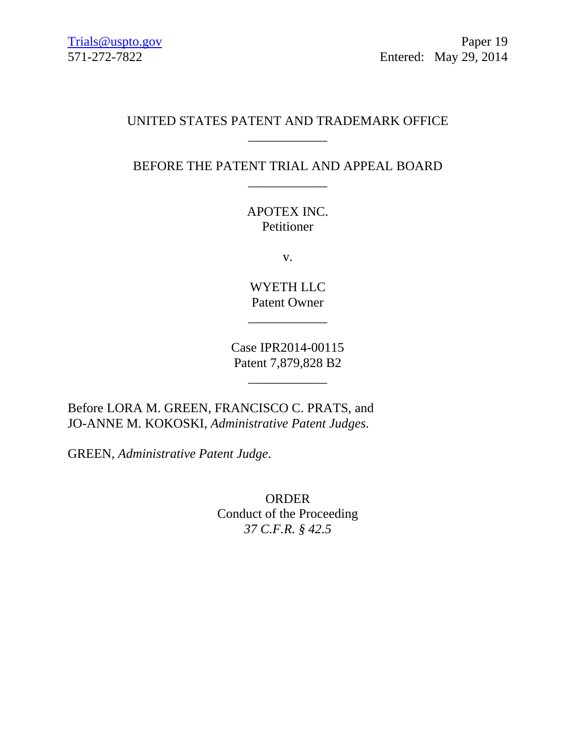Trials@uspto.gov
571-272-7822

Paper 19
Entered: May 29, 2014

UNITED STATES PATENT AND TRADEMARK OFFICE

---

BEFORE THE PATENT TRIAL AND APPEAL BOARD

---

APOTEX INC.
Petitioner

v.

WYETH LLC
Patent Owner

---

Case IPR2014-00115
Patent 7,879,828 B2

---

Before LORA M. GREEN, FRANCISCO C. PRATS, and JO-ANNE M. KOKOSKI, *Administrative Patent Judges*.

GREEN, *Administrative Patent Judge*.

ORDER
Conduct of the Proceeding
*37 C.F.R. § 42.5*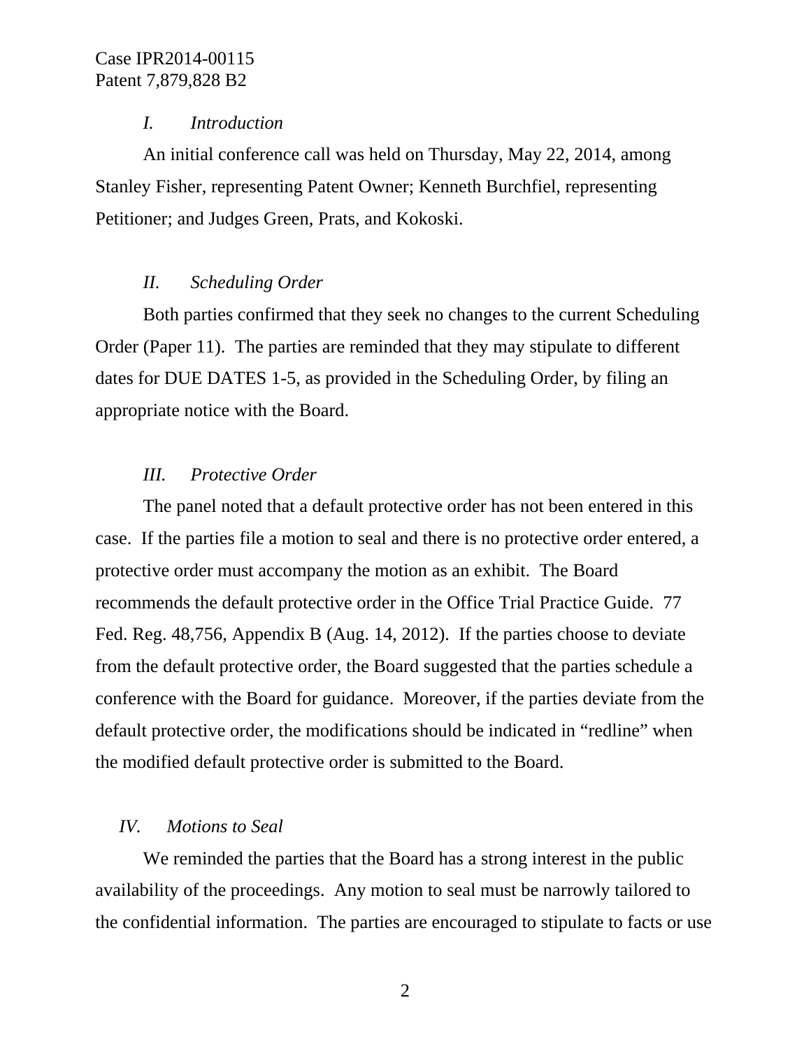## *I. Introduction*

An initial conference call was held on Thursday, May 22, 2014, among Stanley Fisher, representing Patent Owner; Kenneth Burchfiel, representing Petitioner; and Judges Green, Prats, and Kokoski.

## *II. Scheduling Order*

Both parties confirmed that they seek no changes to the current Scheduling Order (Paper 11). The parties are reminded that they may stipulate to different dates for DUE DATES 1-5, as provided in the Scheduling Order, by filing an appropriate notice with the Board.

## *III. Protective Order*

The panel noted that a default protective order has not been entered in this case. If the parties file a motion to seal and there is no protective order entered, a protective order must accompany the motion as an exhibit. The Board recommends the default protective order in the Office Trial Practice Guide. 77 Fed. Reg. 48,756, Appendix B (Aug. 14, 2012). If the parties choose to deviate from the default protective order, the Board suggested that the parties schedule a conference with the Board for guidance. Moreover, if the parties deviate from the default protective order, the modifications should be indicated in "redline" when the modified default protective order is submitted to the Board.

## *IV. Motions to Seal*

We reminded the parties that the Board has a strong interest in the public availability of the proceedings. Any motion to seal must be narrowly tailored to the confidential information. The parties are encouraged to stipulate to facts or use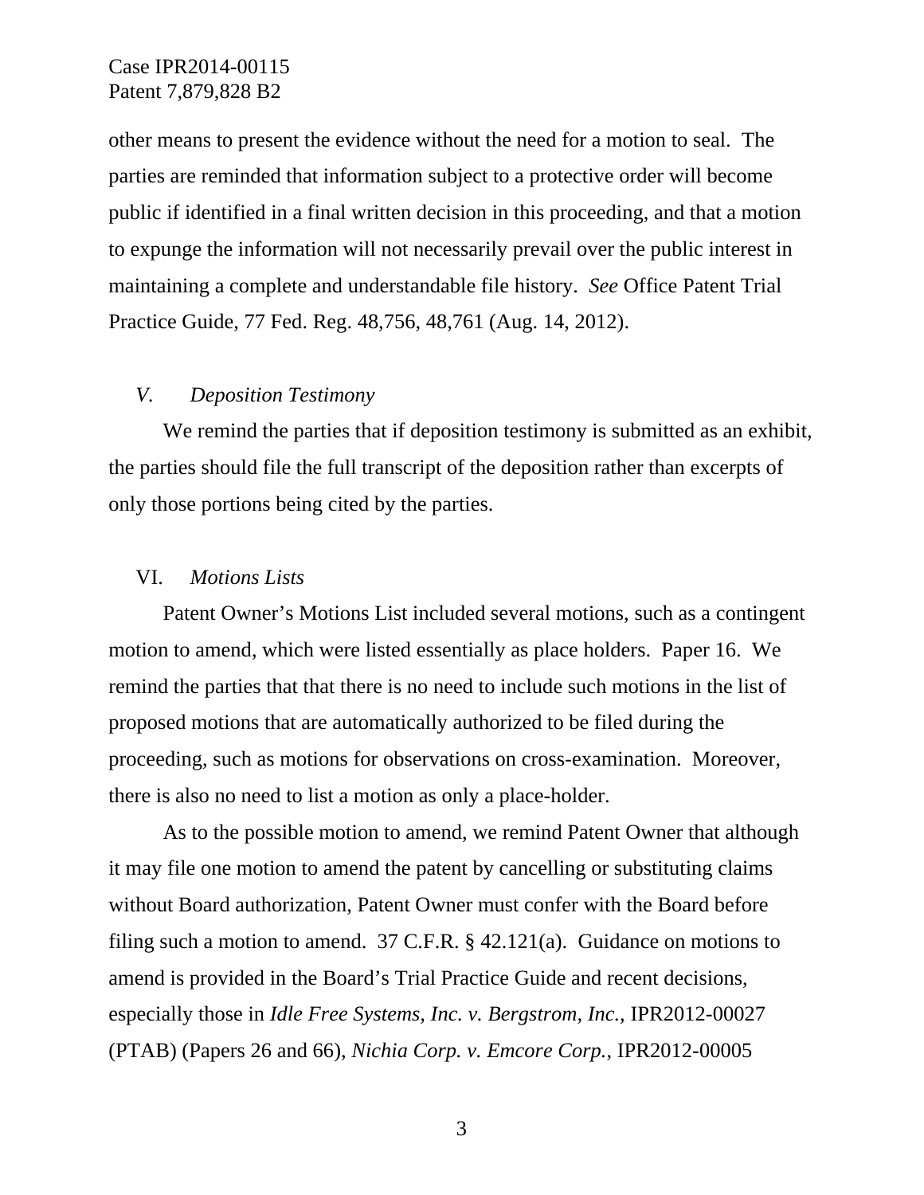other means to present the evidence without the need for a motion to seal. The parties are reminded that information subject to a protective order will become public if identified in a final written decision in this proceeding, and that a motion to expunge the information will not necessarily prevail over the public interest in maintaining a complete and understandable file history. *See* Office Patent Trial Practice Guide, 77 Fed. Reg. 48,756, 48,761 (Aug. 14, 2012).

### *V. Deposition Testimony*

We remind the parties that if deposition testimony is submitted as an exhibit, the parties should file the full transcript of the deposition rather than excerpts of only those portions being cited by the parties.

### VI. *Motions Lists*

Patent Owner's Motions List included several motions, such as a contingent motion to amend, which were listed essentially as place holders. Paper 16. We remind the parties that that there is no need to include such motions in the list of proposed motions that are automatically authorized to be filed during the proceeding, such as motions for observations on cross-examination. Moreover, there is also no need to list a motion as only a place-holder.

As to the possible motion to amend, we remind Patent Owner that although it may file one motion to amend the patent by cancelling or substituting claims without Board authorization, Patent Owner must confer with the Board before filing such a motion to amend. 37 C.F.R. § 42.121(a). Guidance on motions to amend is provided in the Board's Trial Practice Guide and recent decisions, especially those in *Idle Free Systems, Inc. v. Bergstrom, Inc.*, IPR2012-00027 (PTAB) (Papers 26 and 66), *Nichia Corp. v. Emcore Corp.*, IPR2012-00005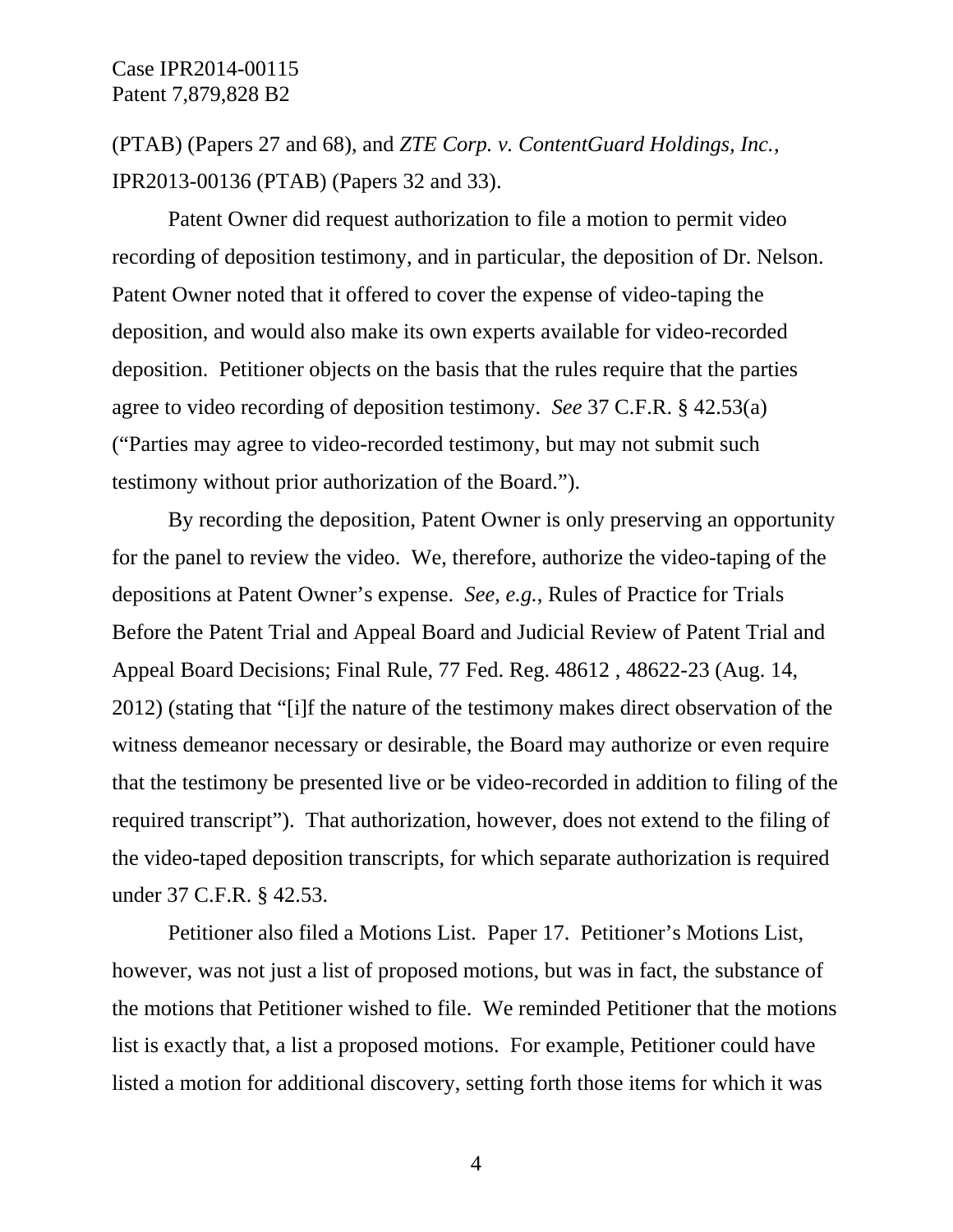(PTAB) (Papers 27 and 68), and *ZTE Corp. v. ContentGuard Holdings, Inc.*, IPR2013-00136 (PTAB) (Papers 32 and 33).

Patent Owner did request authorization to file a motion to permit video recording of deposition testimony, and in particular, the deposition of Dr. Nelson. Patent Owner noted that it offered to cover the expense of video-taping the deposition, and would also make its own experts available for video-recorded deposition. Petitioner objects on the basis that the rules require that the parties agree to video recording of deposition testimony. *See* 37 C.F.R. § 42.53(a) ("Parties may agree to video-recorded testimony, but may not submit such testimony without prior authorization of the Board.").

By recording the deposition, Patent Owner is only preserving an opportunity for the panel to review the video. We, therefore, authorize the video-taping of the depositions at Patent Owner's expense. *See, e.g.*, Rules of Practice for Trials Before the Patent Trial and Appeal Board and Judicial Review of Patent Trial and Appeal Board Decisions; Final Rule, 77 Fed. Reg. 48612 , 48622-23 (Aug. 14, 2012) (stating that "[i]f the nature of the testimony makes direct observation of the witness demeanor necessary or desirable, the Board may authorize or even require that the testimony be presented live or be video-recorded in addition to filing of the required transcript"). That authorization, however, does not extend to the filing of the video-taped deposition transcripts, for which separate authorization is required under 37 C.F.R. § 42.53.

Petitioner also filed a Motions List. Paper 17. Petitioner's Motions List, however, was not just a list of proposed motions, but was in fact, the substance of the motions that Petitioner wished to file. We reminded Petitioner that the motions list is exactly that, a list a proposed motions. For example, Petitioner could have listed a motion for additional discovery, setting forth those items for which it was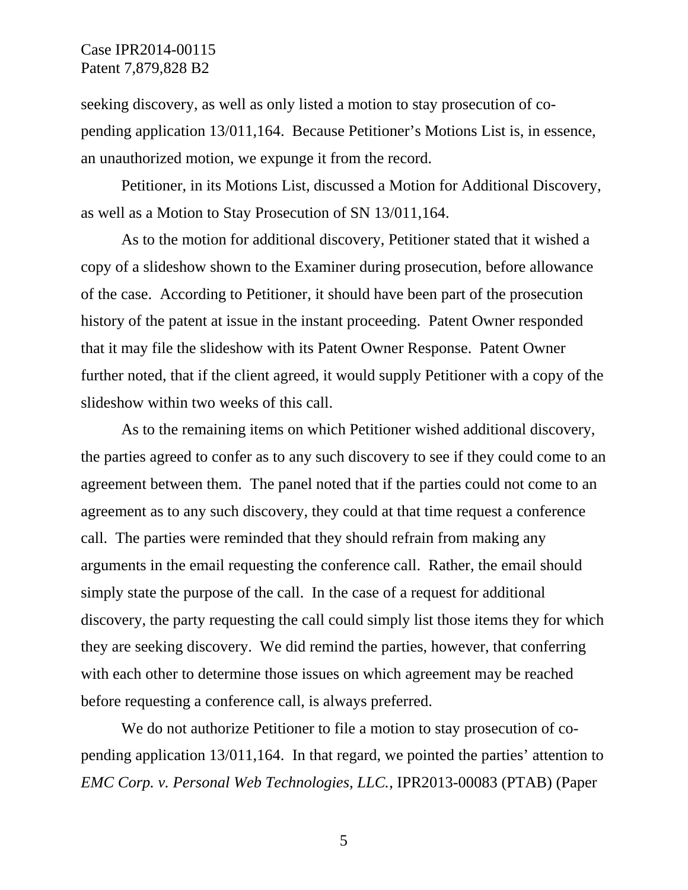seeking discovery, as well as only listed a motion to stay prosecution of co-pending application 13/011,164. Because Petitioner's Motions List is, in essence, an unauthorized motion, we expunge it from the record.

Petitioner, in its Motions List, discussed a Motion for Additional Discovery, as well as a Motion to Stay Prosecution of SN 13/011,164.

As to the motion for additional discovery, Petitioner stated that it wished a copy of a slideshow shown to the Examiner during prosecution, before allowance of the case. According to Petitioner, it should have been part of the prosecution history of the patent at issue in the instant proceeding. Patent Owner responded that it may file the slideshow with its Patent Owner Response. Patent Owner further noted, that if the client agreed, it would supply Petitioner with a copy of the slideshow within two weeks of this call.

As to the remaining items on which Petitioner wished additional discovery, the parties agreed to confer as to any such discovery to see if they could come to an agreement between them. The panel noted that if the parties could not come to an agreement as to any such discovery, they could at that time request a conference call. The parties were reminded that they should refrain from making any arguments in the email requesting the conference call. Rather, the email should simply state the purpose of the call. In the case of a request for additional discovery, the party requesting the call could simply list those items they for which they are seeking discovery. We did remind the parties, however, that conferring with each other to determine those issues on which agreement may be reached before requesting a conference call, is always preferred.

We do not authorize Petitioner to file a motion to stay prosecution of co-pending application 13/011,164. In that regard, we pointed the parties' attention to *EMC Corp. v. Personal Web Technologies, LLC.*, IPR2013-00083 (PTAB) (Paper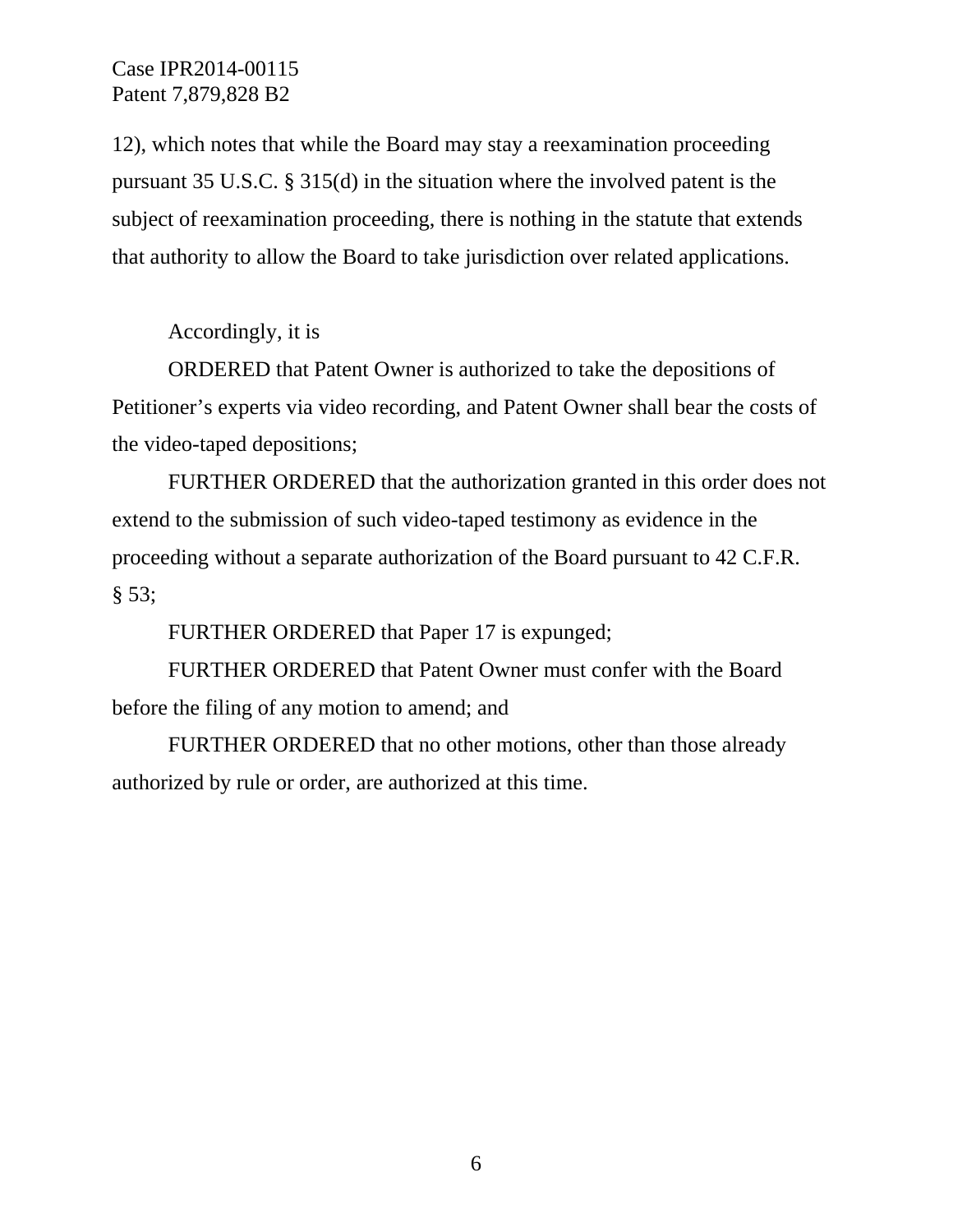12), which notes that while the Board may stay a reexamination proceeding pursuant 35 U.S.C. § 315(d) in the situation where the involved patent is the subject of reexamination proceeding, there is nothing in the statute that extends that authority to allow the Board to take jurisdiction over related applications.

Accordingly, it is

ORDERED that Patent Owner is authorized to take the depositions of Petitioner's experts via video recording, and Patent Owner shall bear the costs of the video-taped depositions;

FURTHER ORDERED that the authorization granted in this order does not extend to the submission of such video-taped testimony as evidence in the proceeding without a separate authorization of the Board pursuant to 42 C.F.R. § 53;

FURTHER ORDERED that Paper 17 is expunged;

FURTHER ORDERED that Patent Owner must confer with the Board before the filing of any motion to amend; and

FURTHER ORDERED that no other motions, other than those already authorized by rule or order, are authorized at this time.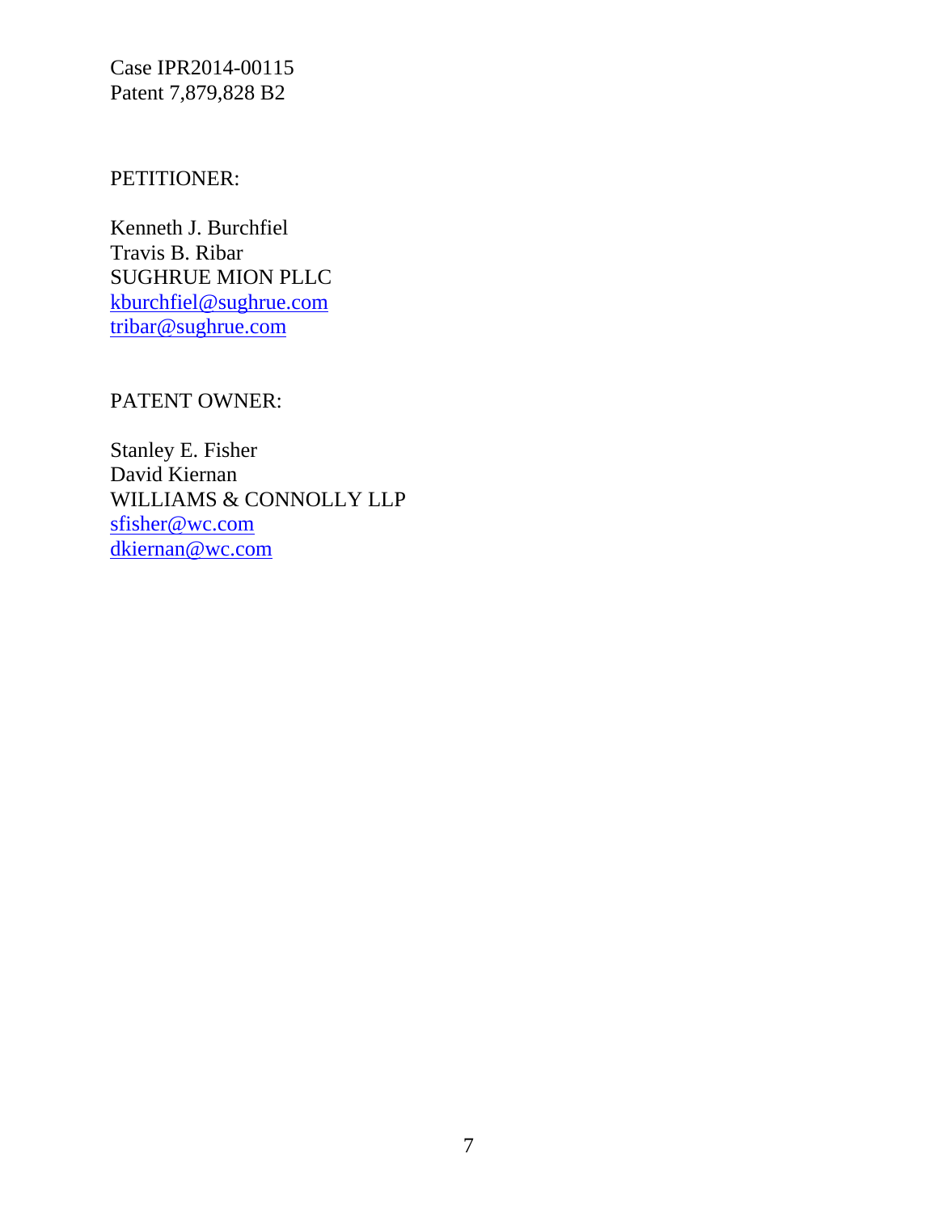Case IPR2014-00115
Patent 7,879,828 B2

PETITIONER:

Kenneth J. Burchfiel
Travis B. Ribar
SUGHRUE MION PLLC
kburchfiel@sughrue.com
tribar@sughrue.com

PATENT OWNER:

Stanley E. Fisher
David Kiernan
WILLIAMS & CONNOLLY LLP
sfisher@wc.com
dkiernan@wc.com